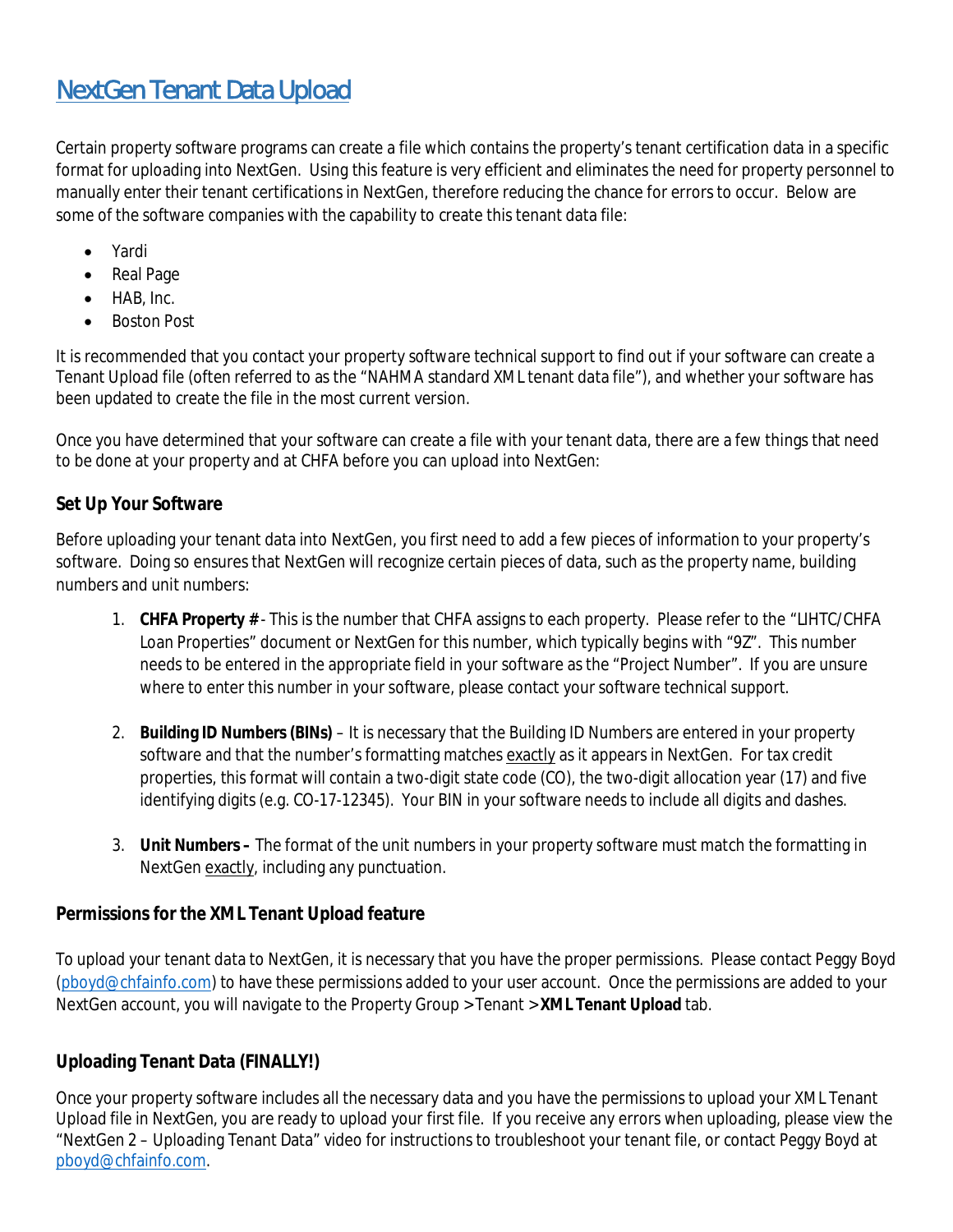# NextGen Tenant Data Upload

Certain property software programs can create a file which contains the property's tenant certification data in a specific format for uploading into NextGen. Using this feature is very efficient and eliminates the need for property personnel to manually enter their tenant certifications in NextGen, therefore reducing the chance for errors to occur. Below are some of the software companies with the capability to create this tenant data file:

- Yardi
- Real Page
- HAB, Inc.
- Boston Post

It is recommended that you contact your property software technical support to find out if your software can create a Tenant Upload file (often referred to as the "NAHMA standard XML tenant data file"), and whether your software has been updated to create the file in the most current version.

Once you have determined that your software can create a file with your tenant data, there are a few things that need to be done at your property and at CHFA before you can upload into NextGen:

### Set Up Your Software

Before uploading your tenant data into NextGen, you first need to add a few pieces of information to your property's software. Doing so ensures that NextGen will recognize certain pieces of data, such as the property name, building numbers and unit numbers:

1. **CHFA Property #** - This is the number that CHFA assigns to each property. Please refer to the "LIHTC/CHFA Loan Properties" document or NextGen for this number, which typically begins with "9Z". This number needs to be entered in the appropriate field in your software as the "Project Number". If you are unsure where to enter this number in your software, please contact your software technical support.

2. **Building ID Numbers (BINs)** – It is necessary that the Building ID Numbers are entered in your property software and that the number's formatting matches exactly as it appears in NextGen. For tax credit properties, this format will contain a two-digit state code (CO), the two-digit allocation year (17) and five identifying digits (e.g. CO-17-12345). Your BIN in your software needs to include all digits and dashes.

3. **Unit Numbers –** The format of the unit numbers in your property software must match the formatting in NextGen exactly, including any punctuation.

### Permissions for the XML Tenant Upload feature

To upload your tenant data to NextGen, it is necessary that you have the proper permissions. Please contact Peggy Boyd (pboyd@chfainfo.com) to have these permissions added to your user account. Once the permissions are added to your NextGen account, you will navigate to the Property Group > Tenant > **XML Tenant Upload** tab.

### Uploading Tenant Data (FINALLY!)

Once your property software includes all the necessary data and you have the permissions to upload your XML Tenant Upload file in NextGen, you are ready to upload your first file. If you receive any errors when uploading, please view the "NextGen 2 – Uploading Tenant Data" video for instructions to troubleshoot your tenant file, or contact Peggy Boyd at pboyd@chfainfo.com.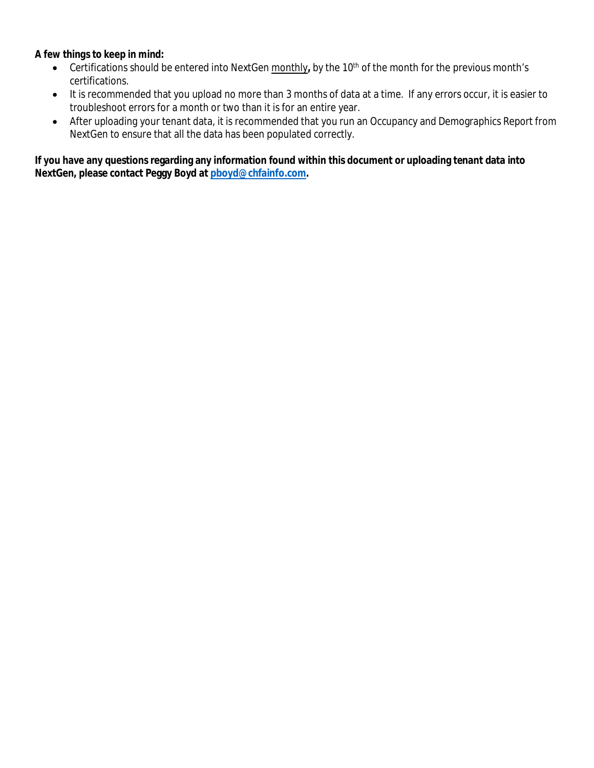**A few things to keep in mind:**

- Certifications should be entered into NextGen monthly**,** by the 10th of the month for the previous month's certifications.
- It is recommended that you upload no more than 3 months of data at a time. If any errors occur, it is easier to troubleshoot errors for a month or two than it is for an entire year.
- After uploading your tenant data, it is recommended that you run an Occupancy and Demographics Report from NextGen to ensure that all the data has been populated correctly.

**If you have any questions regarding any information found within this document or uploading tenant data into NextGen, please contact Peggy Boyd at pboyd@chfainfo.com.**